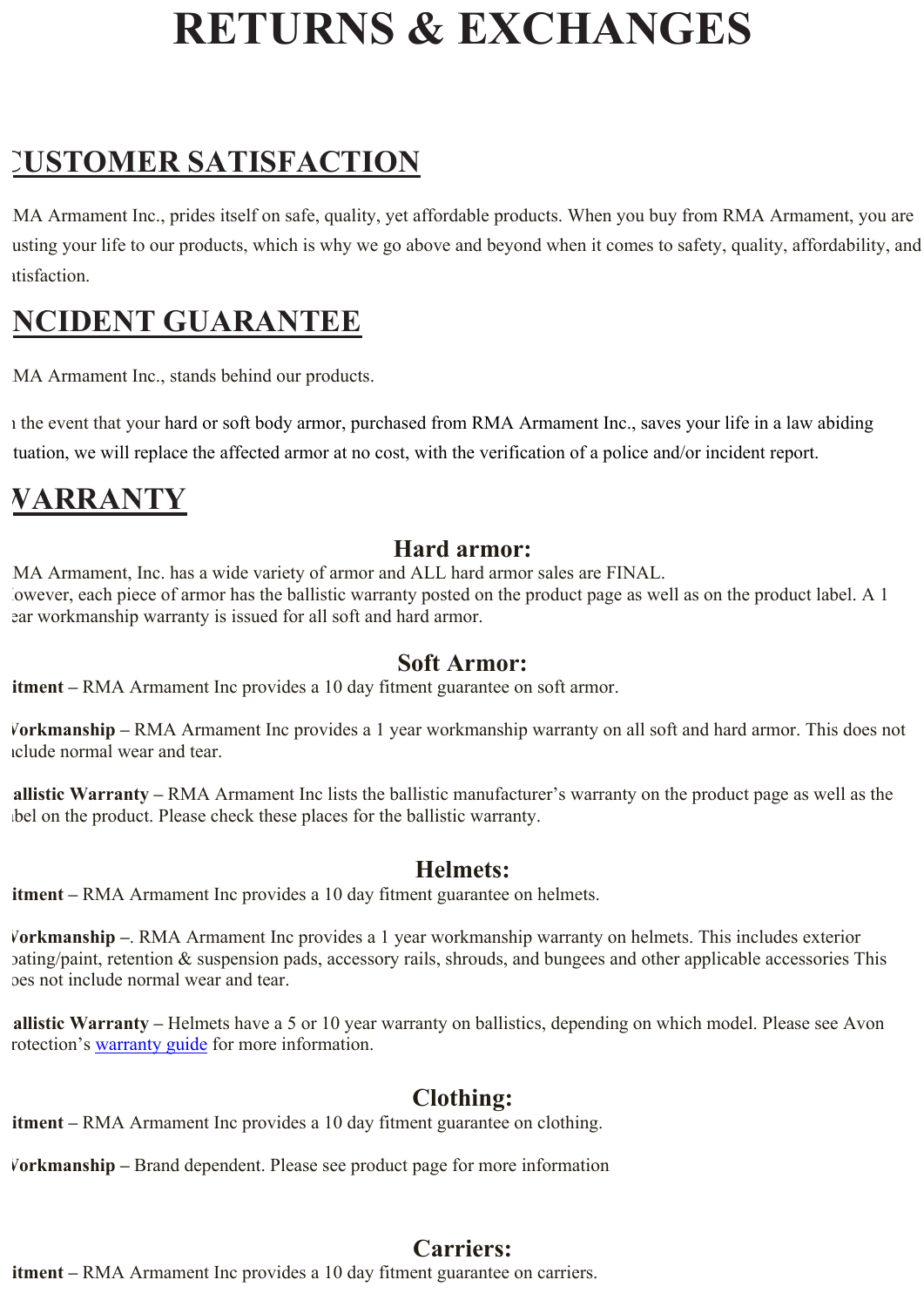# RETURNS & EXCHANGES

## CUSTOMER SATISFACTION

RMA Armament Inc., prides itself on safe, quality, yet affordable products. When you buy from RMA Armament, you are trusting your life to our products, which is why we go above and beyond when it comes to safety, quality, affordability, and satisfaction.

## INCIDENT GUARANTEE

RMA Armament Inc., stands behind our products.

In the event that your hard or soft body armor, purchased from RMA Armament Inc., saves your life in a law abiding situation, we will replace the affected armor at no cost, with the verification of a police and/or incident report.

## WARRANTY

### Hard armor:

RMA Armament, Inc. has a wide variety of armor and ALL hard armor sales are FINAL.
However, each piece of armor has the ballistic warranty posted on the product page as well as on the product label. A 1 year workmanship warranty is issued for all soft and hard armor.

### Soft Armor:

**Fitment –** RMA Armament Inc provides a 10 day fitment guarantee on soft armor.

**Workmanship –** RMA Armament Inc provides a 1 year workmanship warranty on all soft and hard armor. This does not include normal wear and tear.

**Ballistic Warranty –** RMA Armament Inc lists the ballistic manufacturer's warranty on the product page as well as the label on the product. Please check these places for the ballistic warranty.

### Helmets:

**Fitment –** RMA Armament Inc provides a 10 day fitment guarantee on helmets.

**Workmanship –**. RMA Armament Inc provides a 1 year workmanship warranty on helmets. This includes exterior coating/paint, retention & suspension pads, accessory rails, shrouds, and bungees and other applicable accessories This does not include normal wear and tear.

**Ballistic Warranty –** Helmets have a 5 or 10 year warranty on ballistics, depending on which model. Please see Avon Protection's [warranty guide]() for more information.

### Clothing:

**Fitment –** RMA Armament Inc provides a 10 day fitment guarantee on clothing.

**Workmanship –** Brand dependent. Please see product page for more information

### Carriers:

**Fitment –** RMA Armament Inc provides a 10 day fitment guarantee on carriers.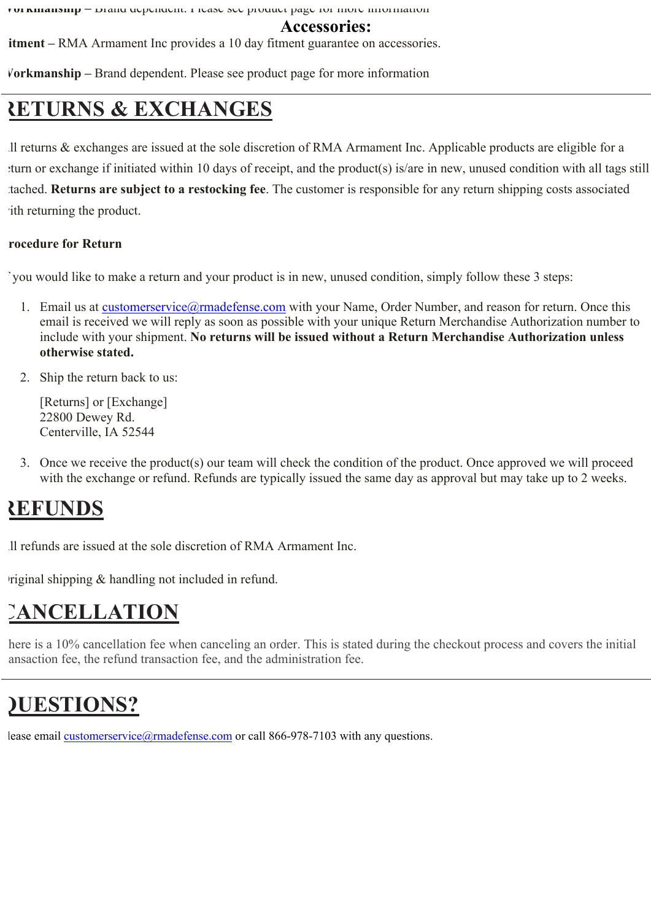**Workmanship** – Brand dependent. Please see product page for more information

**Accessories:**

**Fitment** – RMA Armament Inc provides a 10 day fitment guarantee on accessories.

**Workmanship** – Brand dependent. Please see product page for more information

## RETURNS & EXCHANGES

All returns & exchanges are issued at the sole discretion of RMA Armament Inc. Applicable products are eligible for a return or exchange if initiated within 10 days of receipt, and the product(s) is/are in new, unused condition with all tags still attached. **Returns are subject to a restocking fee**. The customer is responsible for any return shipping costs associated with returning the product.

**Procedure for Return**

If you would like to make a return and your product is in new, unused condition, simply follow these 3 steps:

1. Email us at customerservice@rmadefense.com with your Name, Order Number, and reason for return. Once this email is received we will reply as soon as possible with your unique Return Merchandise Authorization number to include with your shipment. **No returns will be issued without a Return Merchandise Authorization unless otherwise stated.**
2. Ship the return back to us:

   [Returns] or [Exchange]
   22800 Dewey Rd.
   Centerville, IA 52544

3. Once we receive the product(s) our team will check the condition of the product. Once approved we will proceed with the exchange or refund. Refunds are typically issued the same day as approval but may take up to 2 weeks.

## REFUNDS

All refunds are issued at the sole discretion of RMA Armament Inc.

Original shipping & handling not included in refund.

## CANCELLATION

There is a 10% cancellation fee when canceling an order. This is stated during the checkout process and covers the initial transaction fee, the refund transaction fee, and the administration fee.

## QUESTIONS?

Please email customerservice@rmadefense.com or call 866-978-7103 with any questions.